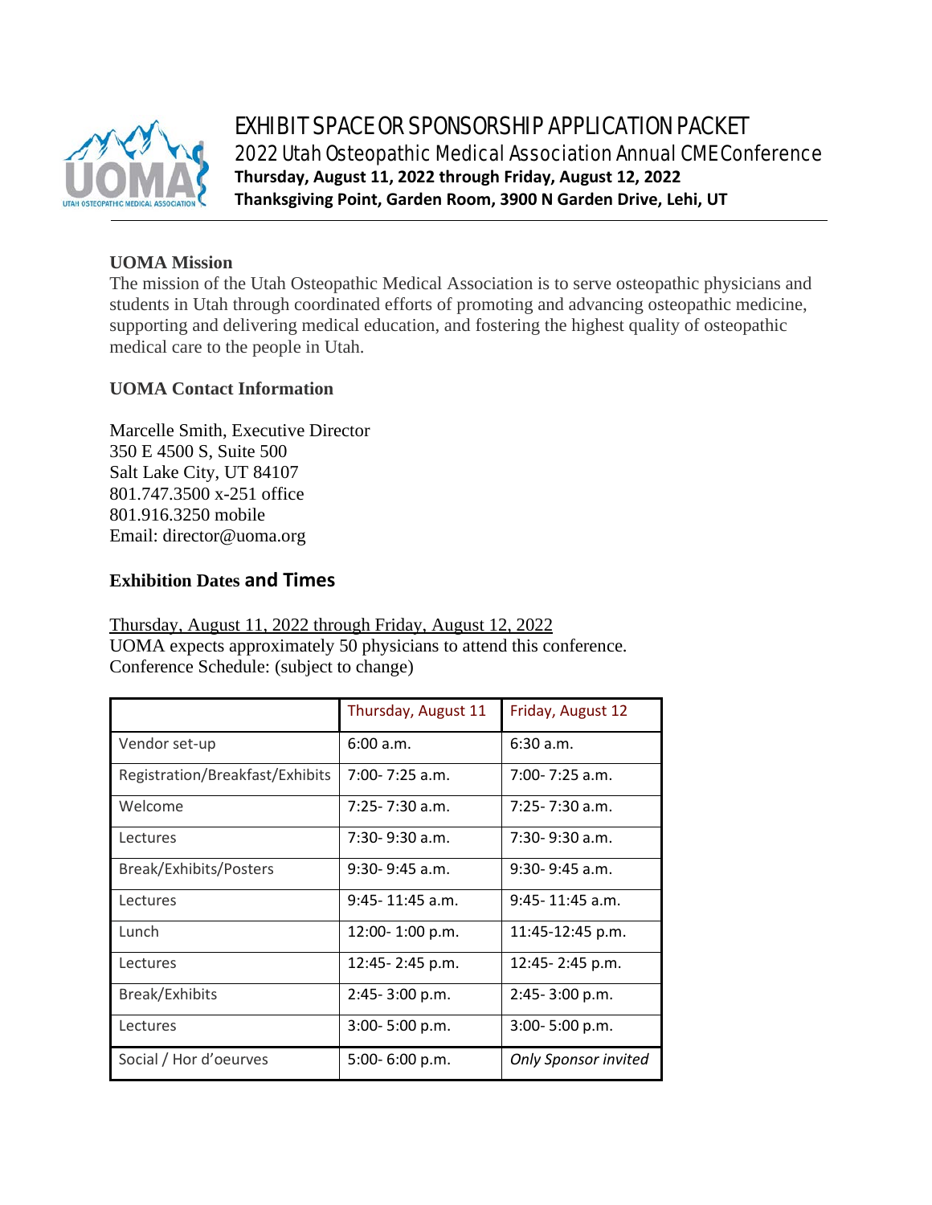# EXHIBIT SPACE OR SPONSORSHIP APPLICATION PACKET

## 2022 Utah Osteopathic Medical Association Annual CME Conference

**Thursday, August 11, 2022 through Friday, August 12, 2022**
**Thanksgiving Point, Garden Room, 3900 N Garden Drive, Lehi, UT**

### UOMA Mission

The mission of the Utah Osteopathic Medical Association is to serve osteopathic physicians and students in Utah through coordinated efforts of promoting and advancing osteopathic medicine, supporting and delivering medical education, and fostering the highest quality of osteopathic medical care to the people in Utah.

### UOMA Contact Information

Marcelle Smith, Executive Director
350 E 4500 S, Suite 500
Salt Lake City, UT 84107
801.747.3500 x-251 office
801.916.3250 mobile
Email: director@uoma.org

### Exhibition Dates and Times

Thursday, August 11, 2022 through Friday, August 12, 2022
UOMA expects approximately 50 physicians to attend this conference.
Conference Schedule: (subject to change)

| | Thursday, August 11 | Friday, August 12 |
|---|---|---|
| Vendor set-up | 6:00 a.m. | 6:30 a.m. |
| Registration/Breakfast/Exhibits | 7:00- 7:25 a.m. | 7:00- 7:25 a.m. |
| Welcome | 7:25- 7:30 a.m. | 7:25- 7:30 a.m. |
| Lectures | 7:30- 9:30 a.m. | 7:30- 9:30 a.m. |
| Break/Exhibits/Posters | 9:30- 9:45 a.m. | 9:30- 9:45 a.m. |
| Lectures | 9:45- 11:45 a.m. | 9:45- 11:45 a.m. |
| Lunch | 12:00- 1:00 p.m. | 11:45-12:45 p.m. |
| Lectures | 12:45- 2:45 p.m. | 12:45- 2:45 p.m. |
| Break/Exhibits | 2:45- 3:00 p.m. | 2:45- 3:00 p.m. |
| Lectures | 3:00- 5:00 p.m. | 3:00- 5:00 p.m. |
| Social / Hor d'oeurves | 5:00- 6:00 p.m. | *Only Sponsor invited* |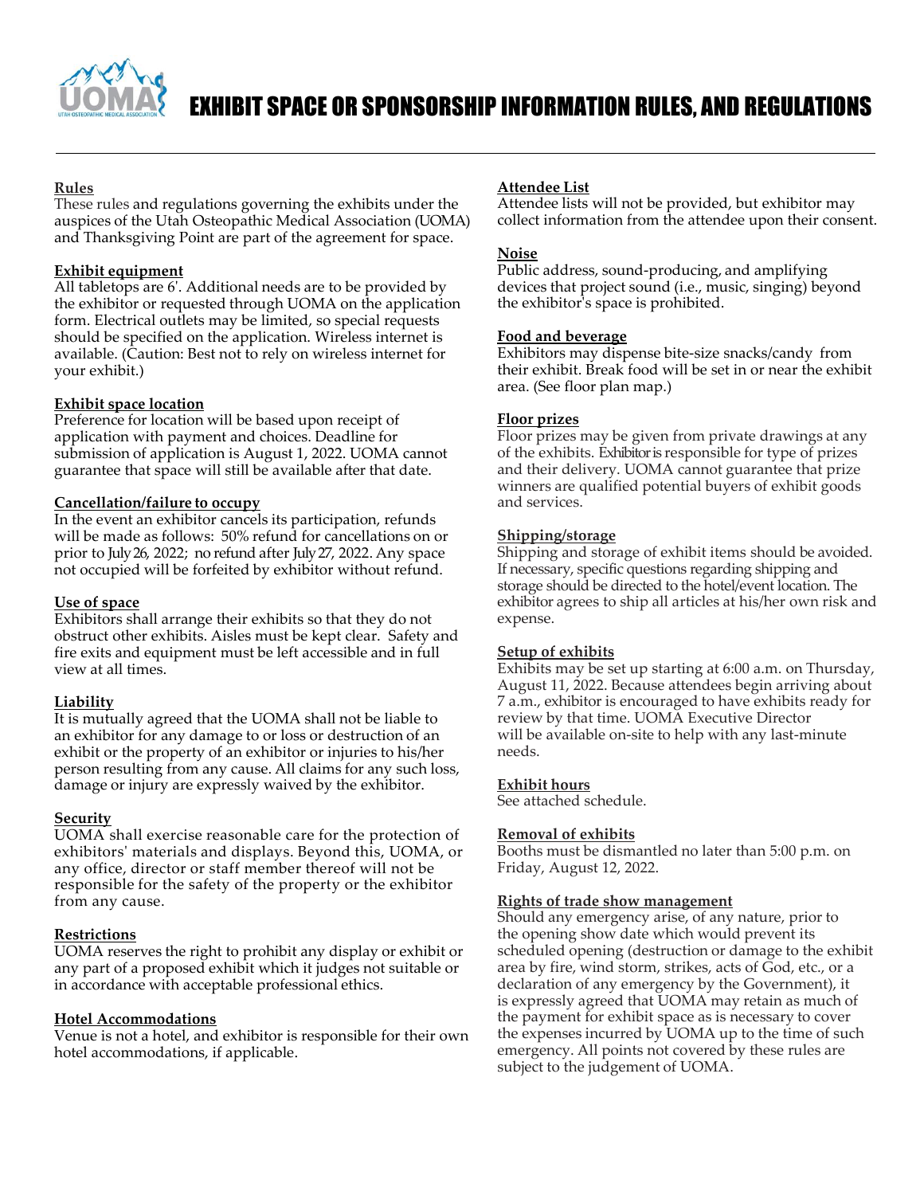# EXHIBIT SPACE OR SPONSORSHIP INFORMATION RULES, AND REGULATIONS

**Rules**
These rules and regulations governing the exhibits under the auspices of the Utah Osteopathic Medical Association (UOMA) and Thanksgiving Point are part of the agreement for space.

**Exhibit equipment**
All tabletops are 6'. Additional needs are to be provided by the exhibitor or requested through UOMA on the application form. Electrical outlets may be limited, so special requests should be specified on the application. Wireless internet is available. (Caution: Best not to rely on wireless internet for your exhibit.)

**Exhibit space location**
Preference for location will be based upon receipt of application with payment and choices. Deadline for submission of application is August 1, 2022. UOMA cannot guarantee that space will still be available after that date.

**Cancellation/failure to occupy**
In the event an exhibitor cancels its participation, refunds will be made as follows: 50% refund for cancellations on or prior to July 26, 2022; no refund after July 27, 2022. Any space not occupied will be forfeited by exhibitor without refund.

**Use of space**
Exhibitors shall arrange their exhibits so that they do not obstruct other exhibits. Aisles must be kept clear. Safety and fire exits and equipment must be left accessible and in full view at all times.

**Liability**
It is mutually agreed that the UOMA shall not be liable to an exhibitor for any damage to or loss or destruction of an exhibit or the property of an exhibitor or injuries to his/her person resulting from any cause. All claims for any such loss, damage or injury are expressly waived by the exhibitor.

**Security**
UOMA shall exercise reasonable care for the protection of exhibitors' materials and displays. Beyond this, UOMA, or any office, director or staff member thereof will not be responsible for the safety of the property or the exhibitor from any cause.

**Restrictions**
UOMA reserves the right to prohibit any display or exhibit or any part of a proposed exhibit which it judges not suitable or in accordance with acceptable professional ethics.

**Hotel Accommodations**
Venue is not a hotel, and exhibitor is responsible for their own hotel accommodations, if applicable.

**Attendee List**
Attendee lists will not be provided, but exhibitor may collect information from the attendee upon their consent.

**Noise**
Public address, sound-producing, and amplifying devices that project sound (i.e., music, singing) beyond the exhibitor's space is prohibited.

**Food and beverage**
Exhibitors may dispense bite-size snacks/candy from their exhibit. Break food will be set in or near the exhibit area. (See floor plan map.)

**Floor prizes**
Floor prizes may be given from private drawings at any of the exhibits. Exhibitor is responsible for type of prizes and their delivery. UOMA cannot guarantee that prize winners are qualified potential buyers of exhibit goods and services.

**Shipping/storage**
Shipping and storage of exhibit items should be avoided. If necessary, specific questions regarding shipping and storage should be directed to the hotel/event location. The exhibitor agrees to ship all articles at his/her own risk and expense.

**Setup of exhibits**
Exhibits may be set up starting at 6:00 a.m. on Thursday, August 11, 2022. Because attendees begin arriving about 7 a.m., exhibitor is encouraged to have exhibits ready for review by that time. UOMA Executive Director will be available on-site to help with any last-minute needs.

**Exhibit hours**
See attached schedule.

**Removal of exhibits**
Booths must be dismantled no later than 5:00 p.m. on Friday, August 12, 2022.

**Rights of trade show management**
Should any emergency arise, of any nature, prior to the opening show date which would prevent its scheduled opening (destruction or damage to the exhibit area by fire, wind storm, strikes, acts of God, etc., or a declaration of any emergency by the Government), it is expressly agreed that UOMA may retain as much of the payment for exhibit space as is necessary to cover the expenses incurred by UOMA up to the time of such emergency. All points not covered by these rules are subject to the judgement of UOMA.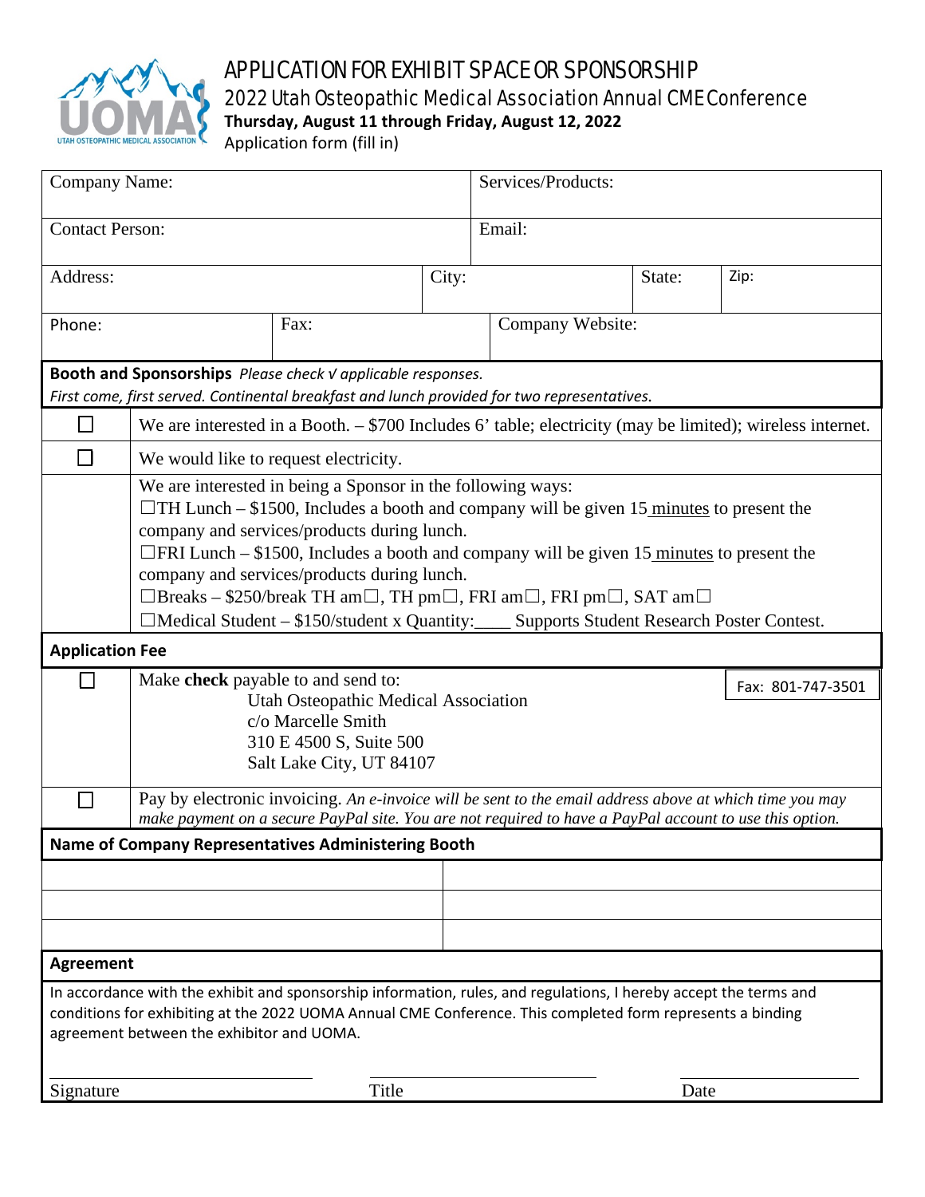# APPLICATION FOR EXHIBIT SPACE OR SPONSORSHIP

## 2022 Utah Osteopathic Medical Association Annual CME Conference

**Thursday, August 11 through Friday, August 12, 2022**

Application form (fill in)

| | | | | | |
|---|---|---|---|---|---|
| Company Name: | | | Services/Products: | | |
| Contact Person: | | | Email: | | |
| Address: | | City: | | State: | Zip: |
| Phone: | Fax: | | Company Website: | | |

**Booth and Sponsorships** *Please check √ applicable responses.*
*First come, first served. Continental breakfast and lunch provided for two representatives.*

| | |
|---|---|
| ☐ | We are interested in a Booth. – $700 Includes 6' table; electricity (may be limited); wireless internet. |
| ☐ | We would like to request electricity. |
| | We are interested in being a Sponsor in the following ways:<br>☐TH Lunch – $1500, Includes a booth and company will be given 15 minutes to present the company and services/products during lunch.<br>☐FRI Lunch – $1500, Includes a booth and company will be given 15 minutes to present the company and services/products during lunch.<br>☐Breaks – $250/break TH am☐, TH pm☐, FRI am☐, FRI pm☐, SAT am☐<br>☐Medical Student – $150/student x Quantity:____ Supports Student Research Poster Contest. |

**Application Fee**

| | |
|---|---|
| ☐ | Make **check** payable to and send to:<br>Utah Osteopathic Medical Association<br>c/o Marcelle Smith<br>310 E 4500 S, Suite 500<br>Salt Lake City, UT 84107<br>Fax: 801-747-3501 |
| ☐ | Pay by electronic invoicing. *An e-invoice will be sent to the email address above at which time you may make payment on a secure PayPal site. You are not required to have a PayPal account to use this option.* |

**Name of Company Representatives Administering Booth**

| | |
|---|---|
| | |
| | |
| | |

**Agreement**

In accordance with the exhibit and sponsorship information, rules, and regulations, I hereby accept the terms and conditions for exhibiting at the 2022 UOMA Annual CME Conference. This completed form represents a binding agreement between the exhibitor and UOMA.

Signature ____________________ Title ____________________ Date ____________________